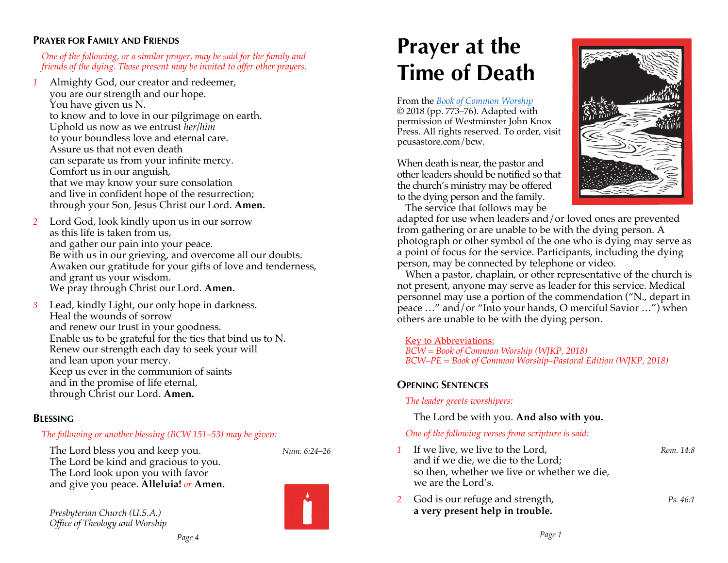# Prayer at the Time of Death

From the [Book of Common Worship](#) © 2018 (pp. 773–76). Adapted with permission of Westminster John Knox Press. All rights reserved. To order, visit pcusastore.com/bcw.

When death is near, the pastor and other leaders should be notified so that the church's ministry may be offered to the dying person and the family.

The service that follows may be adapted for use when leaders and/or loved ones are prevented from gathering or are unable to be with the dying person. A photograph or other symbol of the one who is dying may serve as a point of focus for the service. Participants, including the dying person, may be connected by telephone or video.

When a pastor, chaplain, or other representative of the church is not present, anyone may serve as leader for this service. Medical personnel may use a portion of the commendation ("N., depart in peace …" and/or "Into your hands, O merciful Savior …") when others are unable to be with the dying person.

Key to Abbreviations:
*BCW = Book of Common Worship (WJKP, 2018)*
*BCW–PE = Book of Common Worship–Pastoral Edition (WJKP, 2018)*

## Opening Sentences

*The leader greets worshipers:*

The Lord be with you. **And also with you.**

*One of the following verses from scripture is said:*

1. If we live, we live to the Lord,
and if we die, we die to the Lord;
so then, whether we live or whether we die,
we are the Lord's. *Rom. 14:8*

2. God is our refuge and strength,
**a very present help in trouble.** *Ps. 46:1*

## Prayer for Family and Friends

*One of the following, or a similar prayer, may be said for the family and friends of the dying. Those present may be invited to offer other prayers.*

1. Almighty God, our creator and redeemer,
you are our strength and our hope.
You have given us N.
to know and to love in our pilgrimage on earth.
Uphold us now as we entrust *her/him*
to your boundless love and eternal care.
Assure us that not even death
can separate us from your infinite mercy.
Comfort us in our anguish,
that we may know your sure consolation
and live in confident hope of the resurrection;
through your Son, Jesus Christ our Lord. **Amen.**

2. Lord God, look kindly upon us in our sorrow
as this life is taken from us,
and gather our pain into your peace.
Be with us in our grieving, and overcome all our doubts.
Awaken our gratitude for your gifts of love and tenderness,
and grant us your wisdom.
We pray through Christ our Lord. **Amen.**

3. Lead, kindly Light, our only hope in darkness.
Heal the wounds of sorrow
and renew our trust in your goodness.
Enable us to be grateful for the ties that bind us to N.
Renew our strength each day to seek your will
and lean upon your mercy.
Keep us ever in the communion of saints
and in the promise of life eternal,
through Christ our Lord. **Amen.**

## Blessing

*The following or another blessing (BCW 151–53) may be given:*

The Lord bless you and keep you.
The Lord be kind and gracious to you.
The Lord look upon you with favor
and give you peace. **Alleluia!** *or* **Amen.** *Num. 6:24–26*

*Presbyterian Church (U.S.A.)*
*Office of Theology and Worship*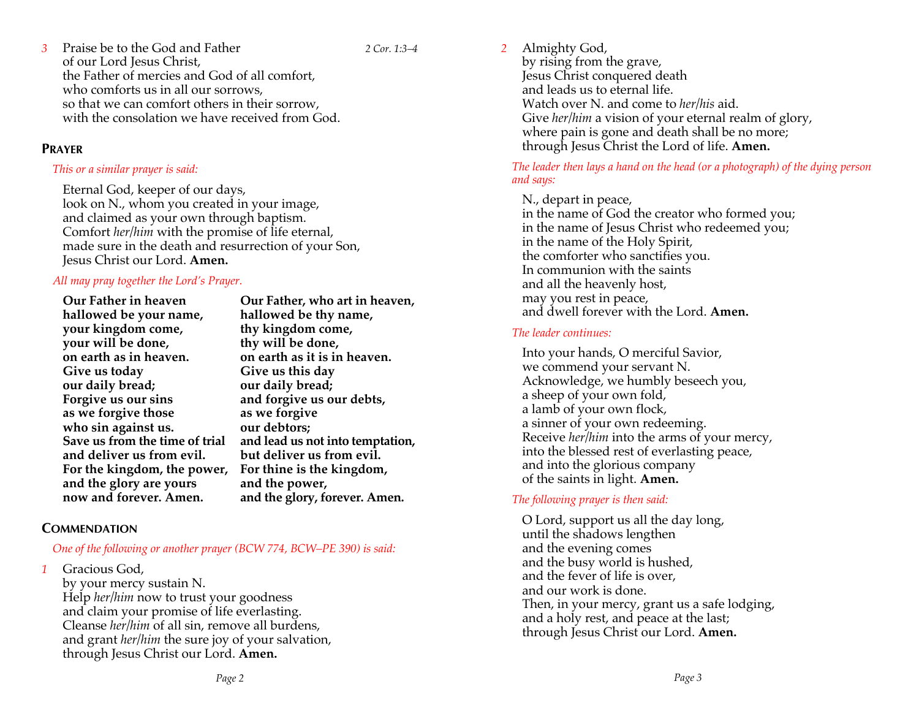*3* Praise be to the God and Father *2 Cor. 1:3–4*
of our Lord Jesus Christ,
the Father of mercies and God of all comfort,
who comforts us in all our sorrows,
so that we can comfort others in their sorrow,
with the consolation we have received from God.

## Prayer

*This or a similar prayer is said:*

Eternal God, keeper of our days,
look on N., whom you created in your image,
and claimed as your own through baptism.
Comfort *her/him* with the promise of life eternal,
made sure in the death and resurrection of your Son,
Jesus Christ our Lord. **Amen.**

*All may pray together the Lord's Prayer.*

| | |
|---|---|
| **Our Father in heaven** | **Our Father, who art in heaven,** |
| **hallowed be your name,** | **hallowed be thy name,** |
| **your kingdom come,** | **thy kingdom come,** |
| **your will be done,** | **thy will be done,** |
| **on earth as in heaven.** | **on earth as it is in heaven.** |
| **Give us today** | **Give us this day** |
| **our daily bread;** | **our daily bread;** |
| **Forgive us our sins** | **and forgive us our debts,** |
| **as we forgive those** | **as we forgive** |
| **who sin against us.** | **our debtors;** |
| **Save us from the time of trial** | **and lead us not into temptation,** |
| **and deliver us from evil.** | **but deliver us from evil.** |
| **For the kingdom, the power,** | **For thine is the kingdom,** |
| **and the glory are yours** | **and the power,** |
| **now and forever. Amen.** | **and the glory, forever. Amen.** |

## Commendation

*One of the following or another prayer (BCW 774, BCW–PE 390) is said:*

*1* Gracious God,
by your mercy sustain N.
Help *her/him* now to trust your goodness
and claim your promise of life everlasting.
Cleanse *her/him* of all sin, remove all burdens,
and grant *her/him* the sure joy of your salvation,
through Jesus Christ our Lord. **Amen.**

*2* Almighty God,
by rising from the grave,
Jesus Christ conquered death
and leads us to eternal life.
Watch over N. and come to *her/his* aid.
Give *her/him* a vision of your eternal realm of glory,
where pain is gone and death shall be no more;
through Jesus Christ the Lord of life. **Amen.**

*The leader then lays a hand on the head (or a photograph) of the dying person and says:*

N., depart in peace,
in the name of God the creator who formed you;
in the name of Jesus Christ who redeemed you;
in the name of the Holy Spirit,
the comforter who sanctifies you.
In communion with the saints
and all the heavenly host,
may you rest in peace,
and dwell forever with the Lord. **Amen.**

*The leader continues:*

Into your hands, O merciful Savior,
we commend your servant N.
Acknowledge, we humbly beseech you,
a sheep of your own fold,
a lamb of your own flock,
a sinner of your own redeeming.
Receive *her/him* into the arms of your mercy,
into the blessed rest of everlasting peace,
and into the glorious company
of the saints in light. **Amen.**

*The following prayer is then said:*

O Lord, support us all the day long,
until the shadows lengthen
and the evening comes
and the busy world is hushed,
and the fever of life is over,
and our work is done.
Then, in your mercy, grant us a safe lodging,
and a holy rest, and peace at the last;
through Jesus Christ our Lord. **Amen.**